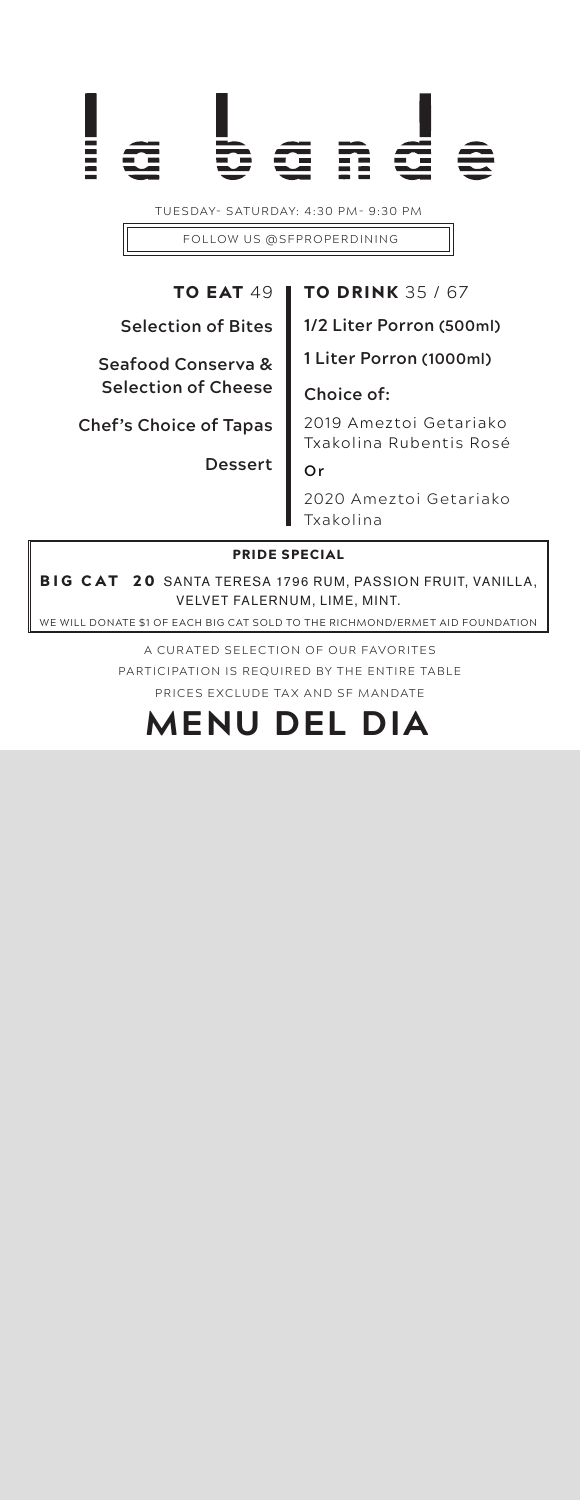# la bande

TUESDAY- SATURDAY: 4:30 PM- 9:30 PM

FOLLOW US @SFPROPERDINING

**TO EAT** 49

Selection of Bites

Seafood Conserva & Selection of Cheese

Chef's Choice of Tapas

Dessert

**TO DRINK** 35 / 67

1/2 Liter Porron (500ml)

1 Liter Porron (1000ml)

Choice of:

2019 Ameztoi Getariako Txakolina Rubentis Rosé

Or

2020 Ameztoi Getariako Txakolina

**PRIDE SPECIAL**

**BIG CAT 20** SANTA TERESA 1796 RUM, PASSION FRUIT, VANILLA, VELVET FALERNUM, LIME, MINT.

WE WILL DONATE $1 OF EACH BIG CAT SOLD TO THE RICHMOND/ERMET AID FOUNDATION

A CURATED SELECTION OF OUR FAVORITES

PARTICIPATION IS REQUIRED BY THE ENTIRE TABLE

PRICES EXCLUDE TAX AND SF MANDATE

## MENU DEL DIA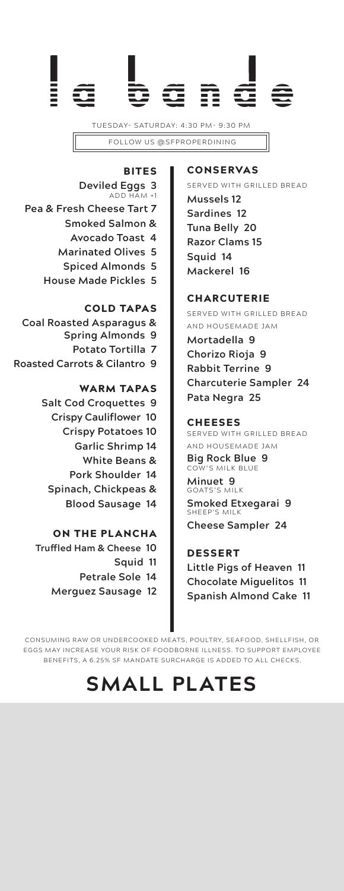# la bande

TUESDAY- SATURDAY: 4:30 PM- 9:30 PM

FOLLOW US @SFPROPERDINING

## BITES

Deviled Eggs 3
ADD HAM +1

Pea & Fresh Cheese Tart 7

Smoked Salmon & Avocado Toast 4

Marinated Olives 5

Spiced Almonds 5

House Made Pickles 5

## COLD TAPAS

Coal Roasted Asparagus & Spring Almonds 9

Potato Tortilla 7

Roasted Carrots & Cilantro 9

## WARM TAPAS

Salt Cod Croquettes 9

Crispy Cauliflower 10

Crispy Potatoes 10

Garlic Shrimp 14

White Beans & Pork Shoulder 14

Spinach, Chickpeas & Blood Sausage 14

## ON THE PLANCHA

Truffled Ham & Cheese 10

Squid 11

Petrale Sole 14

Merguez Sausage 12

## CONSERVAS

SERVED WITH GRILLED BREAD

Mussels 12

Sardines 12

Tuna Belly 20

Razor Clams 15

Squid 14

Mackerel 16

## CHARCUTERIE

SERVED WITH GRILLED BREAD AND HOUSEMADE JAM

Mortadella 9

Chorizo Rioja 9

Rabbit Terrine 9

Charcuterie Sampler 24

Pata Negra 25

## CHEESES

SERVED WITH GRILLED BREAD AND HOUSEMADE JAM

Big Rock Blue 9
COW'S MILK BLUE

Minuet 9
GOATS'S MILK

Smoked Etxegarai 9
SHEEP'S MILK

Cheese Sampler 24

## DESSERT

Little Pigs of Heaven 11

Chocolate Miguelitos 11

Spanish Almond Cake 11

CONSUMING RAW OR UNDERCOOKED MEATS, POULTRY, SEAFOOD, SHELLFISH, OR EGGS MAY INCREASE YOUR RISK OF FOODBORNE ILLNESS. TO SUPPORT EMPLOYEE BENEFITS, A 6.25% SF MANDATE SURCHARGE IS ADDED TO ALL CHECKS.

# SMALL PLATES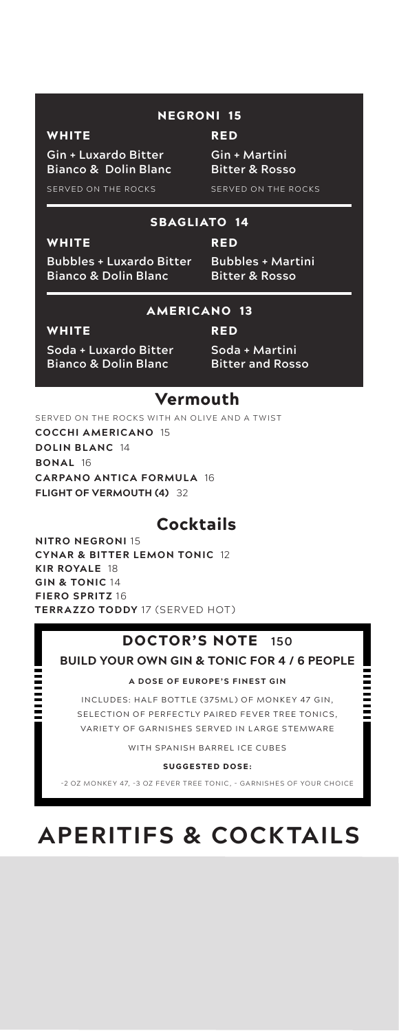## NEGRONI 15

| WHITE | RED |
| --- | --- |
| Gin + Luxardo Bitter Bianco & Dolin Blanc | Gin + Martini Bitter & Rosso |
| SERVED ON THE ROCKS | SERVED ON THE ROCKS |

## SBAGLIATO 14

| WHITE | RED |
| --- | --- |
| Bubbles + Luxardo Bitter Bianco & Dolin Blanc | Bubbles + Martini Bitter & Rosso |

## AMERICANO 13

| WHITE | RED |
| --- | --- |
| Soda + Luxardo Bitter Bianco & Dolin Blanc | Soda + Martini Bitter and Rosso |

## Vermouth

SERVED ON THE ROCKS WITH AN OLIVE AND A TWIST

**COCCHI AMERICANO** 15
**DOLIN BLANC** 14
**BONAL** 16
**CARPANO ANTICA FORMULA** 16
**FLIGHT OF VERMOUTH (4)** 32

## Cocktails

**NITRO NEGRONI** 15
**CYNAR & BITTER LEMON TONIC** 12
**KIR ROYALE** 18
**GIN & TONIC** 14
**FIERO SPRITZ** 16
**TERRAZZO TODDY** 17 (SERVED HOT)

## DOCTOR'S NOTE 150

**BUILD YOUR OWN GIN & TONIC FOR 4 / 6 PEOPLE**

**A DOSE OF EUROPE'S FINEST GIN**

INCLUDES: HALF BOTTLE (375ML) OF MONKEY 47 GIN, SELECTION OF PERFECTLY PAIRED FEVER TREE TONICS, VARIETY OF GARNISHES SERVED IN LARGE STEMWARE

WITH SPANISH BARREL ICE CUBES

**SUGGESTED DOSE:**

-2 OZ MONKEY 47, -3 OZ FEVER TREE TONIC, - GARNISHES OF YOUR CHOICE

# APERITIFS & COCKTAILS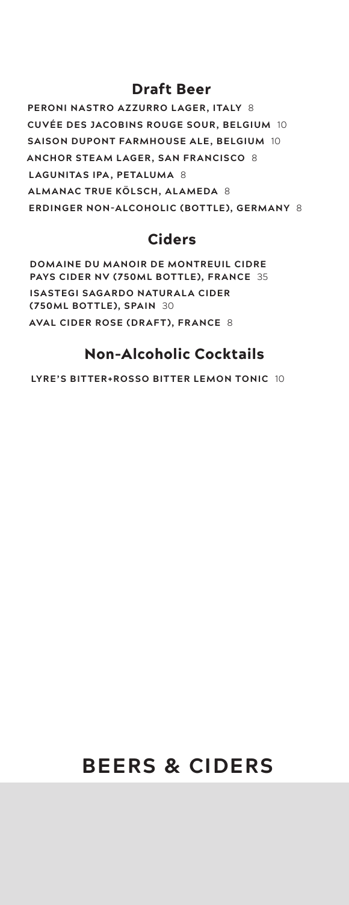## Draft Beer

**PERONI NASTRO AZZURRO LAGER, ITALY** 8

**CUVÉE DES JACOBINS ROUGE SOUR, BELGIUM** 10

**SAISON DUPONT FARMHOUSE ALE, BELGIUM** 10

**ANCHOR STEAM LAGER, SAN FRANCISCO** 8

**LAGUNITAS IPA, PETALUMA** 8

**ALMANAC TRUE KÖLSCH, ALAMEDA** 8

**ERDINGER NON-ALCOHOLIC (BOTTLE), GERMANY** 8

## Ciders

**DOMAINE DU MANOIR DE MONTREUIL CIDRE PAYS CIDER NV (750ML BOTTLE), FRANCE** 35

**ISASTEGI SAGARDO NATURALA CIDER (750ML BOTTLE), SPAIN** 30

**AVAL CIDER ROSE (DRAFT), FRANCE** 8

## Non-Alcoholic Cocktails

**LYRE'S BITTER+ROSSO BITTER LEMON TONIC** 10

# BEERS & CIDERS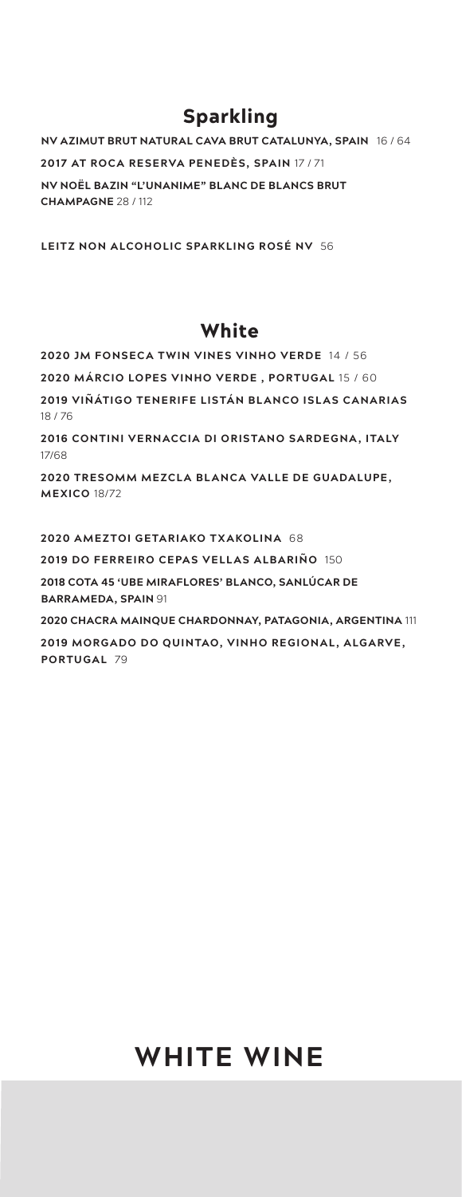## Sparkling

**NV AZIMUT BRUT NATURAL CAVA BRUT CATALUNYA, SPAIN** 16 / 64

**2017 AT ROCA RESERVA PENEDÈS, SPAIN** 17 / 71

**NV NOËL BAZIN "L'UNANIME" BLANC DE BLANCS BRUT CHAMPAGNE** 28 / 112

**LEITZ NON ALCOHOLIC SPARKLING ROSÉ NV** 56

## White

**2020 JM FONSECA TWIN VINES VINHO VERDE** 14 / 56

**2020 MÁRCIO LOPES VINHO VERDE , PORTUGAL** 15 / 60

**2019 VIÑÁTIGO TENERIFE LISTÁN BLANCO ISLAS CANARIAS** 18 / 76

**2016 CONTINI VERNACCIA DI ORISTANO SARDEGNA, ITALY** 17/68

**2020 TRESOMM MEZCLA BLANCA VALLE DE GUADALUPE, MEXICO** 18/72

**2020 AMEZTOI GETARIAKO TXAKOLINA** 68

**2019 DO FERREIRO CEPAS VELLAS ALBARIÑO** 150

**2018 COTA 45 'UBE MIRAFLORES' BLANCO, SANLÚCAR DE BARRAMEDA, SPAIN** 91

**2020 CHACRA MAINQUE CHARDONNAY, PATAGONIA, ARGENTINA** 111

**2019 MORGADO DO QUINTAO, VINHO REGIONAL, ALGARVE, PORTUGAL** 79

# WHITE WINE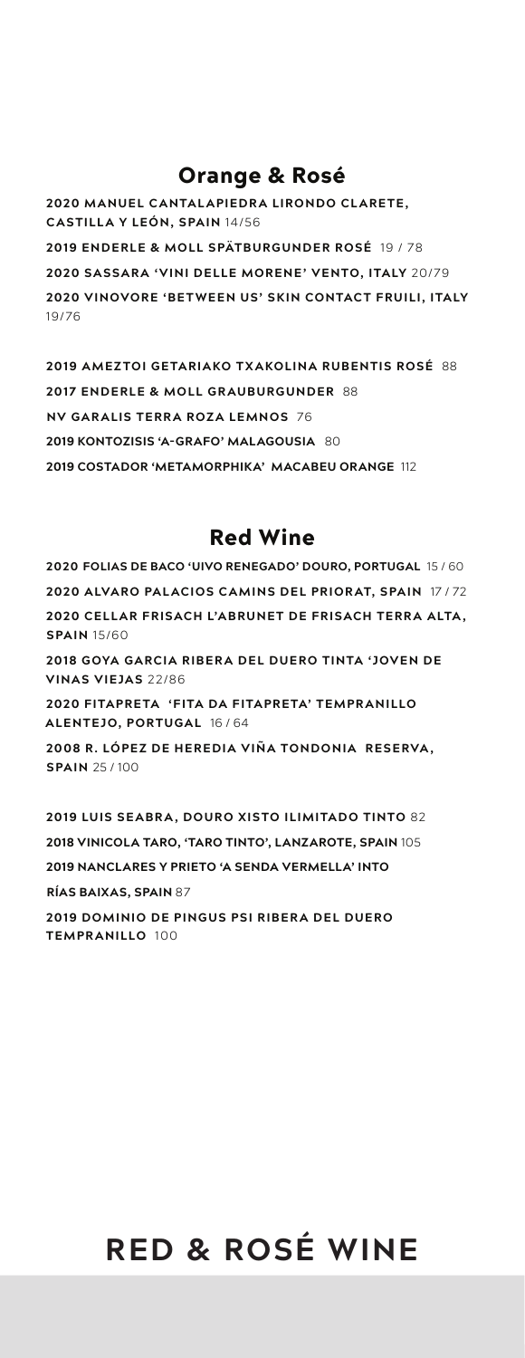## Orange & Rosé

**2020 MANUEL CANTALAPIEDRA LIRONDO CLARETE, CASTILLA Y LEÓN, SPAIN** 14/56

**2019 ENDERLE & MOLL SPÄTBURGUNDER ROSÉ** 19 / 78

**2020 SASSARA 'VINI DELLE MORENE' VENTO, ITALY** 20/79

**2020 VINOVORE 'BETWEEN US' SKIN CONTACT FRUILI, ITALY** 19/76

**2019 AMEZTOI GETARIAKO TXAKOLINA RUBENTIS ROSÉ** 88

**2017 ENDERLE & MOLL GRAUBURGUNDER** 88

**NV GARALIS TERRA ROZA LEMNOS** 76

**2019 KONTOZISIS 'A-GRAFO' MALAGOUSIA** 80

**2019 COSTADOR 'METAMORPHIKA' MACABEU ORANGE** 112

## Red Wine

**2020 FOLIAS DE BACO 'UIVO RENEGADO' DOURO, PORTUGAL** 15 / 60

**2020 ALVARO PALACIOS CAMINS DEL PRIORAT, SPAIN** 17 / 72

**2020 CELLAR FRISACH L'ABRUNET DE FRISACH TERRA ALTA, SPAIN** 15/60

**2018 GOYA GARCIA RIBERA DEL DUERO TINTA 'JOVEN DE VINAS VIEJAS** 22/86

**2020 FITAPRETA 'FITA DA FITAPRETA' TEMPRANILLO ALENTEJO, PORTUGAL** 16 / 64

**2008 R. LÓPEZ DE HEREDIA VIÑA TONDONIA RESERVA, SPAIN** 25 / 100

**2019 LUIS SEABRA, DOURO XISTO ILIMITADO TINTO** 82

**2018 VINICOLA TARO, 'TARO TINTO', LANZAROTE, SPAIN** 105

**2019 NANCLARES Y PRIETO 'A SENDA VERMELLA' INTO RÍAS BAIXAS, SPAIN** 87

**2019 DOMINIO DE PINGUS PSI RIBERA DEL DUERO TEMPRANILLO** 100

# RED & ROSÉ WINE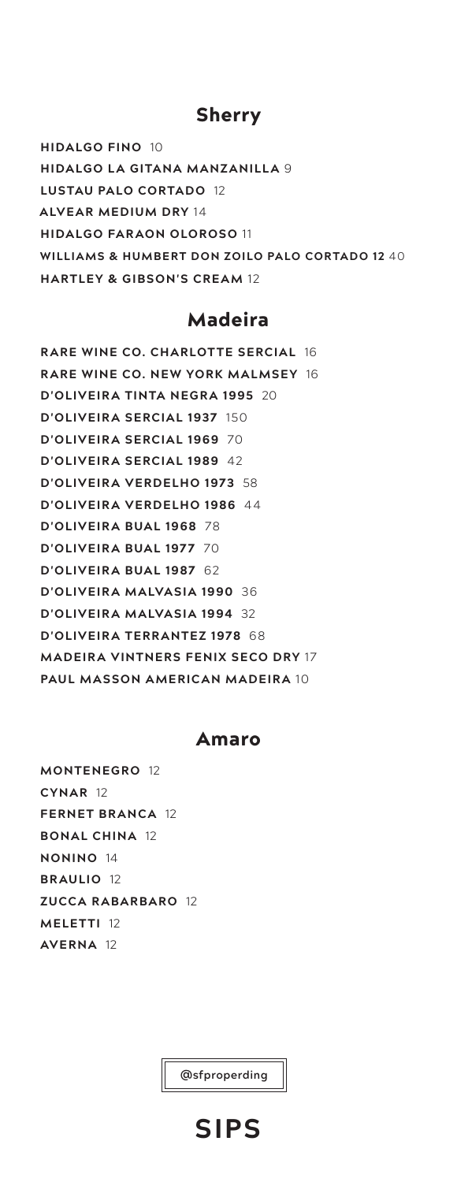## Sherry

**HIDALGO FINO** 10

**HIDALGO LA GITANA MANZANILLA** 9

**LUSTAU PALO CORTADO** 12

**ALVEAR MEDIUM DRY** 14

**HIDALGO FARAON OLOROSO** 11

**WILLIAMS & HUMBERT DON ZOILO PALO CORTADO 12** 40

**HARTLEY & GIBSON'S CREAM** 12

## Madeira

**RARE WINE CO. CHARLOTTE SERCIAL** 16

**RARE WINE CO. NEW YORK MALMSEY** 16

**D'OLIVEIRA TINTA NEGRA 1995** 20

**D'OLIVEIRA SERCIAL 1937** 150

**D'OLIVEIRA SERCIAL 1969** 70

**D'OLIVEIRA SERCIAL 1989** 42

**D'OLIVEIRA VERDELHO 1973** 58

**D'OLIVEIRA VERDELHO 1986** 44

**D'OLIVEIRA BUAL 1968** 78

**D'OLIVEIRA BUAL 1977** 70

**D'OLIVEIRA BUAL 1987** 62

**D'OLIVEIRA MALVASIA 1990** 36

**D'OLIVEIRA MALVASIA 1994** 32

**D'OLIVEIRA TERRANTEZ 1978** 68

**MADEIRA VINTNERS FENIX SECO DRY** 17

**PAUL MASSON AMERICAN MADEIRA** 10

## Amaro

**MONTENEGRO** 12

**CYNAR** 12

**FERNET BRANCA** 12

**BONAL CHINA** 12

**NONINO** 14

**BRAULIO** 12

**ZUCCA RABARBARO** 12

**MELETTI** 12

**AVERNA** 12

@sfproperding

# SIPS